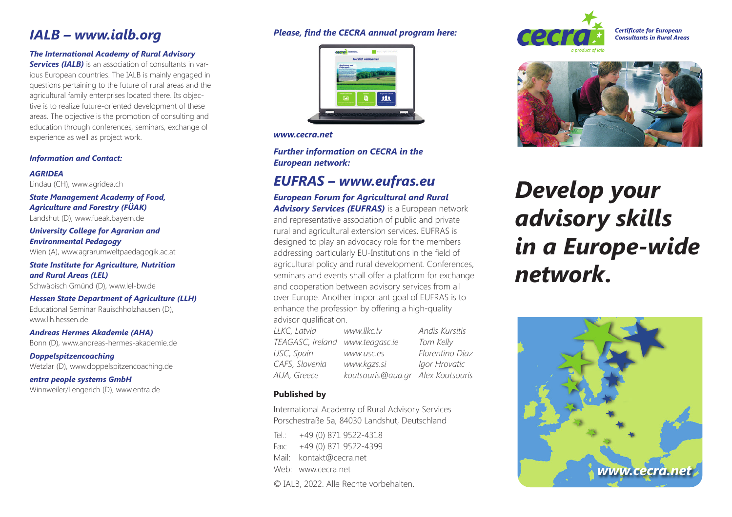# IALB – www.ialb.org

***The International Academy of Rural Advisory Services (IALB)*** is an association of consultants in various European countries. The IALB is mainly engaged in questions pertaining to the future of rural areas and the agricultural family enterprises located there. Its objective is to realize future-oriented development of these areas. The objective is the promotion of consulting and education through conferences, seminars, exchange of experience as well as project work.

***Information and Contact:***

***AGRIDEA***
Lindau (CH), www.agridea.ch

***State Management Academy of Food, Agriculture and Forestry (FÜAK)***
Landshut (D), www.fueak.bayern.de

***University College for Agrarian and Environmental Pedagogy***
Wien (A), www.agrarumweltpaedagogik.ac.at

***State Institute for Agriculture, Nutrition and Rural Areas (LEL)***
Schwäbisch Gmünd (D), www.lel-bw.de

***Hessen State Department of Agriculture (LLH)***
Educational Seminar Rauischholzhausen (D), www.llh.hessen.de

***Andreas Hermes Akademie (AHA)***
Bonn (D), www.andreas-hermes-akademie.de

***Doppelspitzencoaching***
Wetzlar (D), www.doppelspitzencoaching.de

***entra people systems GmbH***
Winnweiler/Lengerich (D), www.entra.de

***Please, find the CECRA annual program here:***

***www.cecra.net***

***Further information on CECRA in the European network:***

# EUFRAS – www.eufras.eu

***European Forum for Agricultural and Rural Advisory Services (EUFRAS)*** is a European network and representative association of public and private rural and agricultural extension services. EUFRAS is designed to play an advocacy role for the members addressing particularly EU-Institutions in the field of agricultural policy and rural development. Conferences, seminars and events shall offer a platform for exchange and cooperation between advisory services from all over Europe. Another important goal of EUFRAS is to enhance the profession by offering a high-quality advisor qualification.

| | | |
|---|---|---|
| *LLKC, Latvia* | *www.llkc.lv* | *Andis Kursitis* |
| *TEAGASC, Ireland* | *www.teagasc.ie* | *Tom Kelly* |
| *USC, Spain* | *www.usc.es* | *Florentino Diaz* |
| *CAFS, Slovenia* | *www.kgzs.si* | *Igor Hrovatic* |
| *AUA, Greece* | *koutsouris@aua.gr* | *Alex Koutsouris* |

**Published by**

International Academy of Rural Advisory Services
Porschestraße 5a, 84030 Landshut, Deutschland

Tel.: +49 (0) 871 9522-4318
Fax: +49 (0) 871 9522-4399
Mail: kontakt@cecra.net
Web: www.cecra.net

© IALB, 2022. Alle Rechte vorbehalten.

cecra — *Certificate for European Consultants in Rural Areas* — *a product of ialb*

# *Develop your advisory skills in a Europe-wide network.*

*www.cecra.net*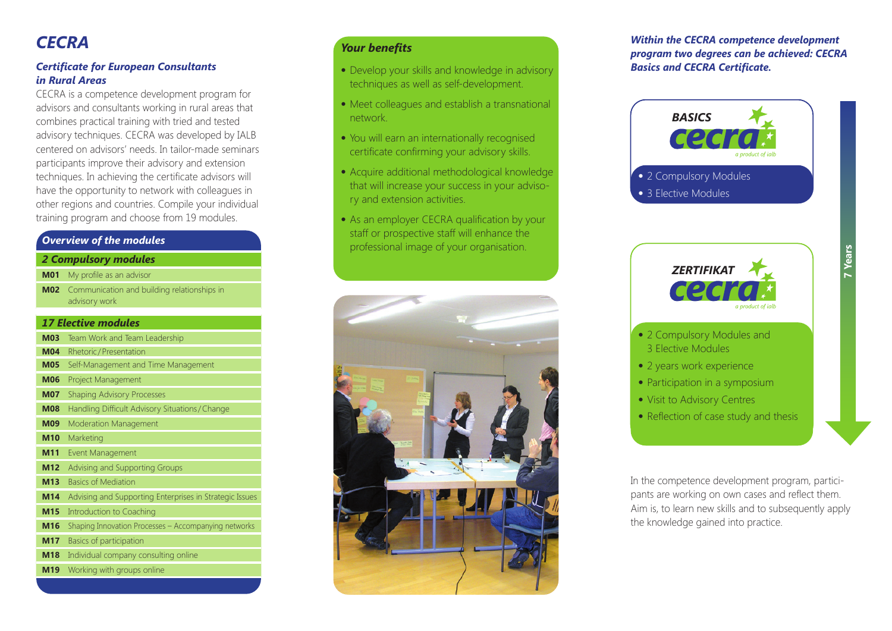# CECRA

### *Certificate for European Consultants in Rural Areas*

CECRA is a competence development program for advisors and consultants working in rural areas that combines practical training with tried and tested advisory techniques. CECRA was developed by IALB centered on advisors' needs. In tailor-made seminars participants improve their advisory and extension techniques. In achieving the certificate advisors will have the opportunity to network with colleagues in other regions and countries. Compile your individual training program and choose from 19 modules.

### *Overview of the modules*

| | |
|---|---|
| ***2 Compulsory modules*** | |
| **M01** | My profile as an advisor |
| **M02** | Communication and building relationships in advisory work |
| ***17 Elective modules*** | |
| **M03** | Team Work and Team Leadership |
| **M04** | Rhetoric/Presentation |
| **M05** | Self-Management and Time Management |
| **M06** | Project Management |
| **M07** | Shaping Advisory Processes |
| **M08** | Handling Difficult Advisory Situations/Change |
| **M09** | Moderation Management |
| **M10** | Marketing |
| **M11** | Event Management |
| **M12** | Advising and Supporting Groups |
| **M13** | Basics of Mediation |
| **M14** | Advising and Supporting Enterprises in Strategic Issues |
| **M15** | Introduction to Coaching |
| **M16** | Shaping Innovation Processes – Accompanying networks |
| **M17** | Basics of participation |
| **M18** | Individual company consulting online |
| **M19** | Working with groups online |

### *Your benefits*

- Develop your skills and knowledge in advisory techniques as well as self-development.
- Meet colleagues and establish a transnational network.
- You will earn an internationally recognised certificate confirming your advisory skills.
- Acquire additional methodological knowledge that will increase your success in your advisory and extension activities.
- As an employer CECRA qualification by your staff or prospective staff will enhance the professional image of your organisation.

***Within the CECRA competence development program two degrees can be achieved: CECRA Basics and CECRA Certificate.***

**BASICS cecra** – a product of ialb

- 2 Compulsory Modules
- 3 Elective Modules

**ZERTIFIKAT cecra** – a product of ialb

- 2 Compulsory Modules and 3 Elective Modules
- 2 years work experience
- Participation in a symposium
- Visit to Advisory Centres
- Reflection of case study and thesis

**7 Years**

In the competence development program, participants are working on own cases and reflect them. Aim is, to learn new skills and to subsequently apply the knowledge gained into practice.